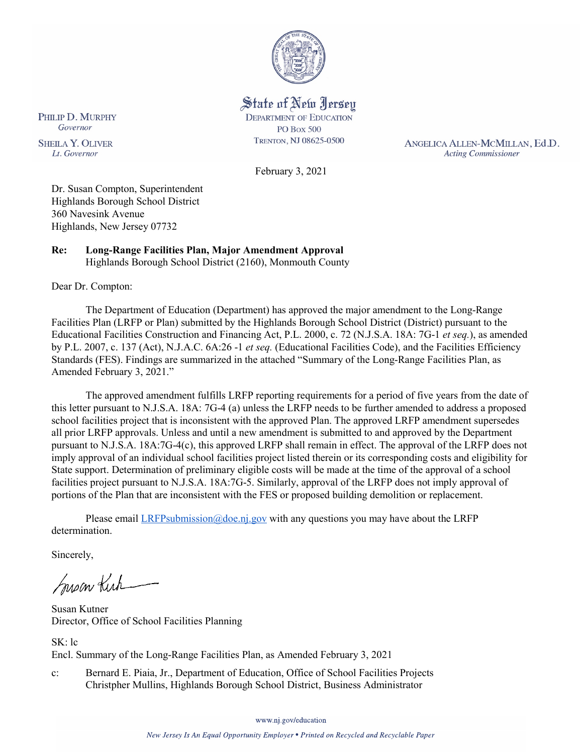State of New Jersey
DEPARTMENT OF EDUCATION
PO BOX 500
TRENTON, NJ 08625-0500

PHILIP D. MURPHY
*Governor*

SHEILA Y. OLIVER
*Lt. Governor*

ANGELICA ALLEN-MCMILLAN, Ed.D.
*Acting Commissioner*

February 3, 2021

Dr. Susan Compton, Superintendent
Highlands Borough School District
360 Navesink Avenue
Highlands, New Jersey 07732

**Re: Long-Range Facilities Plan, Major Amendment Approval**
Highlands Borough School District (2160), Monmouth County

Dear Dr. Compton:

The Department of Education (Department) has approved the major amendment to the Long-Range Facilities Plan (LRFP or Plan) submitted by the Highlands Borough School District (District) pursuant to the Educational Facilities Construction and Financing Act, P.L. 2000, c. 72 (N.J.S.A. 18A: 7G-1 *et seq.*), as amended by P.L. 2007, c. 137 (Act), N.J.A.C. 6A:26 -1 *et seq.* (Educational Facilities Code), and the Facilities Efficiency Standards (FES). Findings are summarized in the attached "Summary of the Long-Range Facilities Plan, as Amended February 3, 2021."

The approved amendment fulfills LRFP reporting requirements for a period of five years from the date of this letter pursuant to N.J.S.A. 18A: 7G-4 (a) unless the LRFP needs to be further amended to address a proposed school facilities project that is inconsistent with the approved Plan. The approved LRFP amendment supersedes all prior LRFP approvals. Unless and until a new amendment is submitted to and approved by the Department pursuant to N.J.S.A. 18A:7G-4(c), this approved LRFP shall remain in effect. The approval of the LRFP does not imply approval of an individual school facilities project listed therein or its corresponding costs and eligibility for State support. Determination of preliminary eligible costs will be made at the time of the approval of a school facilities project pursuant to N.J.S.A. 18A:7G-5. Similarly, approval of the LRFP does not imply approval of portions of the Plan that are inconsistent with the FES or proposed building demolition or replacement.

Please email LRFPsubmission@doe.nj.gov with any questions you may have about the LRFP determination.

Sincerely,

Susan Kutner
Director, Office of School Facilities Planning

SK: lc
Encl. Summary of the Long-Range Facilities Plan, as Amended February 3, 2021

c: Bernard E. Piaia, Jr., Department of Education, Office of School Facilities Projects
Christpher Mullins, Highlands Borough School District, Business Administrator

www.nj.gov/education

*New Jersey Is An Equal Opportunity Employer • Printed on Recycled and Recyclable Paper*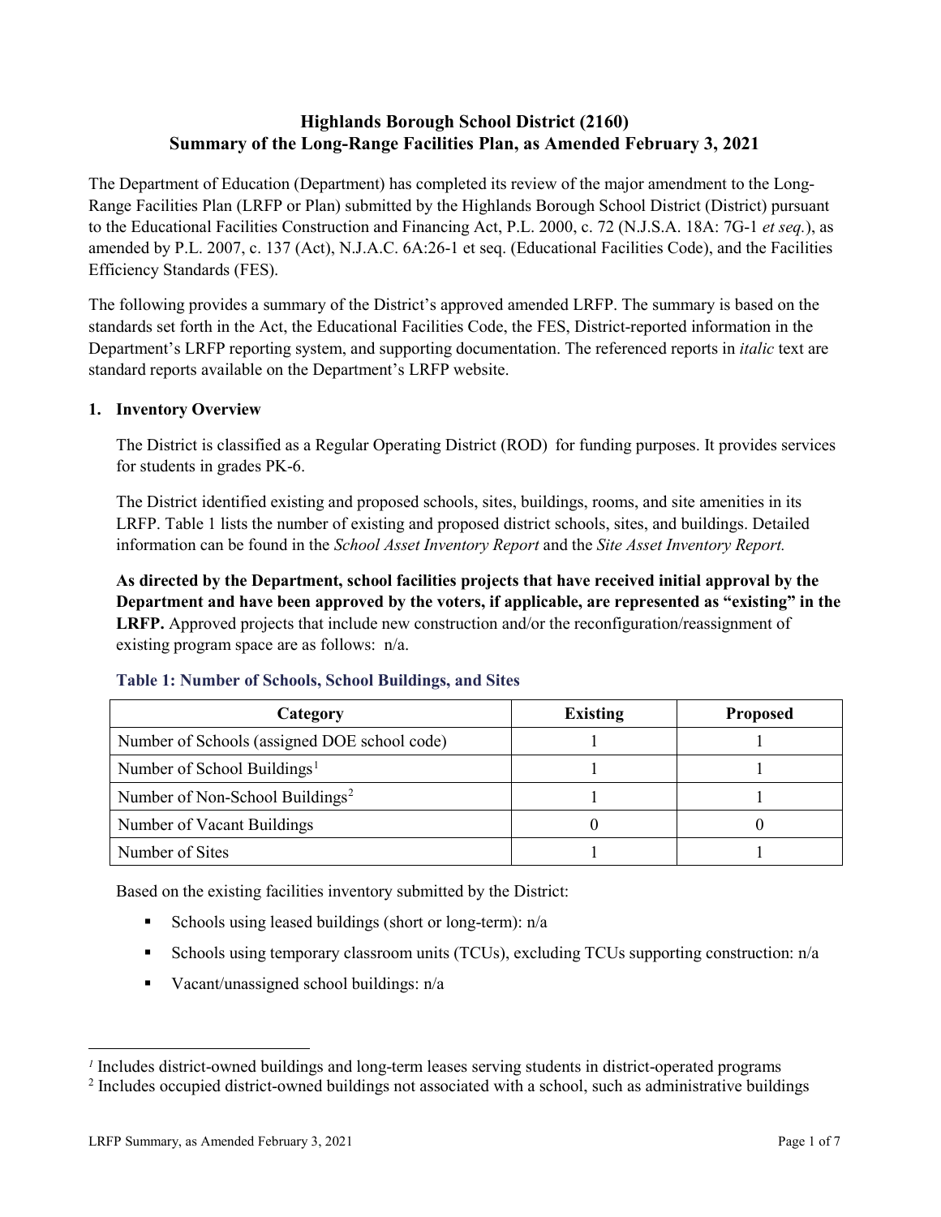# Highlands Borough School District (2160)
# Summary of the Long-Range Facilities Plan, as Amended February 3, 2021

The Department of Education (Department) has completed its review of the major amendment to the Long-Range Facilities Plan (LRFP or Plan) submitted by the Highlands Borough School District (District) pursuant to the Educational Facilities Construction and Financing Act, P.L. 2000, c. 72 (N.J.S.A. 18A: 7G-1 *et seq.*), as amended by P.L. 2007, c. 137 (Act), N.J.A.C. 6A:26-1 et seq. (Educational Facilities Code), and the Facilities Efficiency Standards (FES).

The following provides a summary of the District's approved amended LRFP. The summary is based on the standards set forth in the Act, the Educational Facilities Code, the FES, District-reported information in the Department's LRFP reporting system, and supporting documentation. The referenced reports in *italic* text are standard reports available on the Department's LRFP website.

## 1. Inventory Overview

The District is classified as a Regular Operating District (ROD) for funding purposes. It provides services for students in grades PK-6.

The District identified existing and proposed schools, sites, buildings, rooms, and site amenities in its LRFP. Table 1 lists the number of existing and proposed district schools, sites, and buildings. Detailed information can be found in the *School Asset Inventory Report* and the *Site Asset Inventory Report.*

**As directed by the Department, school facilities projects that have received initial approval by the Department and have been approved by the voters, if applicable, are represented as "existing" in the LRFP.** Approved projects that include new construction and/or the reconfiguration/reassignment of existing program space are as follows: n/a.

### Table 1: Number of Schools, School Buildings, and Sites

| Category | Existing | Proposed |
|---|---|---|
| Number of Schools (assigned DOE school code) | 1 | 1 |
| Number of School Buildings[1] | 1 | 1 |
| Number of Non-School Buildings[2] | 1 | 1 |
| Number of Vacant Buildings | 0 | 0 |
| Number of Sites | 1 | 1 |

Based on the existing facilities inventory submitted by the District:

- Schools using leased buildings (short or long-term): n/a
- Schools using temporary classroom units (TCUs), excluding TCUs supporting construction: n/a
- Vacant/unassigned school buildings: n/a

[1] Includes district-owned buildings and long-term leases serving students in district-operated programs

[2] Includes occupied district-owned buildings not associated with a school, such as administrative buildings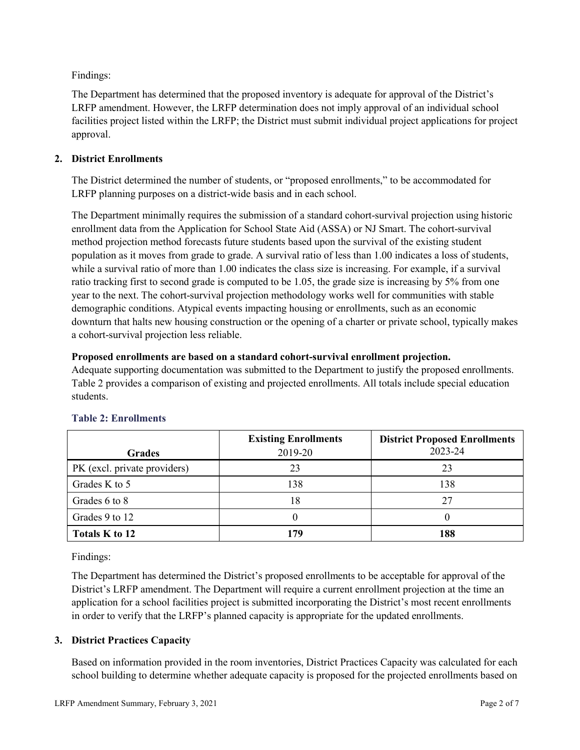Findings:

The Department has determined that the proposed inventory is adequate for approval of the District's LRFP amendment. However, the LRFP determination does not imply approval of an individual school facilities project listed within the LRFP; the District must submit individual project applications for project approval.

## 2. District Enrollments

The District determined the number of students, or "proposed enrollments," to be accommodated for LRFP planning purposes on a district-wide basis and in each school.

The Department minimally requires the submission of a standard cohort-survival projection using historic enrollment data from the Application for School State Aid (ASSA) or NJ Smart. The cohort-survival method projection method forecasts future students based upon the survival of the existing student population as it moves from grade to grade. A survival ratio of less than 1.00 indicates a loss of students, while a survival ratio of more than 1.00 indicates the class size is increasing. For example, if a survival ratio tracking first to second grade is computed to be 1.05, the grade size is increasing by 5% from one year to the next. The cohort-survival projection methodology works well for communities with stable demographic conditions. Atypical events impacting housing or enrollments, such as an economic downturn that halts new housing construction or the opening of a charter or private school, typically makes a cohort-survival projection less reliable.

**Proposed enrollments are based on a standard cohort-survival enrollment projection.**
Adequate supporting documentation was submitted to the Department to justify the proposed enrollments. Table 2 provides a comparison of existing and projected enrollments. All totals include special education students.

### Table 2: Enrollments

| Grades | Existing Enrollments 2019-20 | District Proposed Enrollments 2023-24 |
|---|---|---|
| PK (excl. private providers) | 23 | 23 |
| Grades K to 5 | 138 | 138 |
| Grades 6 to 8 | 18 | 27 |
| Grades 9 to 12 | 0 | 0 |
| **Totals K to 12** | **179** | **188** |

Findings:

The Department has determined the District's proposed enrollments to be acceptable for approval of the District's LRFP amendment. The Department will require a current enrollment projection at the time an application for a school facilities project is submitted incorporating the District's most recent enrollments in order to verify that the LRFP's planned capacity is appropriate for the updated enrollments.

## 3. District Practices Capacity

Based on information provided in the room inventories, District Practices Capacity was calculated for each school building to determine whether adequate capacity is proposed for the projected enrollments based on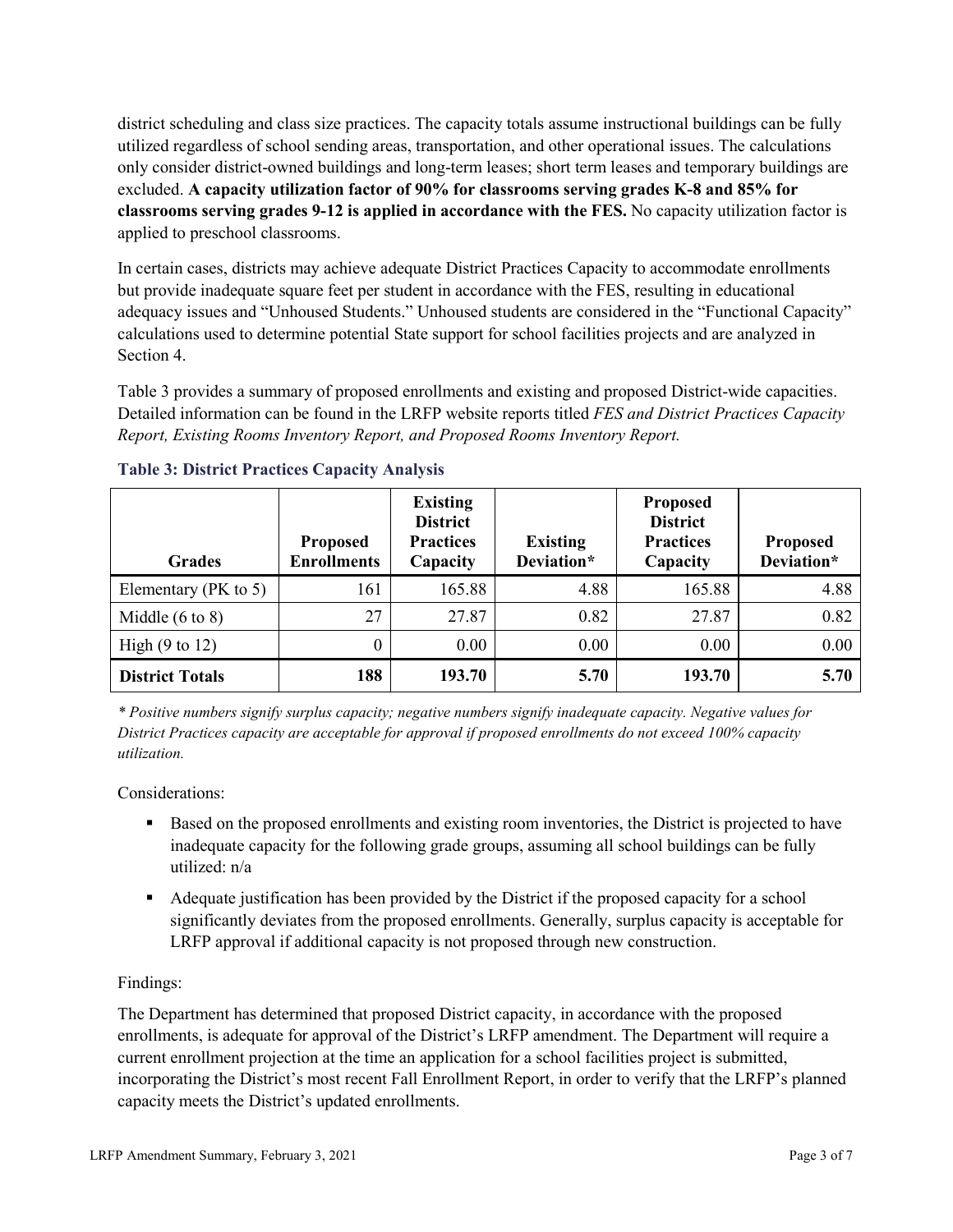district scheduling and class size practices. The capacity totals assume instructional buildings can be fully utilized regardless of school sending areas, transportation, and other operational issues. The calculations only consider district-owned buildings and long-term leases; short term leases and temporary buildings are excluded. **A capacity utilization factor of 90% for classrooms serving grades K-8 and 85% for classrooms serving grades 9-12 is applied in accordance with the FES.** No capacity utilization factor is applied to preschool classrooms.

In certain cases, districts may achieve adequate District Practices Capacity to accommodate enrollments but provide inadequate square feet per student in accordance with the FES, resulting in educational adequacy issues and "Unhoused Students." Unhoused students are considered in the "Functional Capacity" calculations used to determine potential State support for school facilities projects and are analyzed in Section 4.

Table 3 provides a summary of proposed enrollments and existing and proposed District-wide capacities. Detailed information can be found in the LRFP website reports titled *FES and District Practices Capacity Report, Existing Rooms Inventory Report, and Proposed Rooms Inventory Report.*

### Table 3: District Practices Capacity Analysis

| Grades | Proposed Enrollments | Existing District Practices Capacity | Existing Deviation* | Proposed District Practices Capacity | Proposed Deviation* |
|---|---|---|---|---|---|
| Elementary (PK to 5) | 161 | 165.88 | 4.88 | 165.88 | 4.88 |
| Middle (6 to 8) | 27 | 27.87 | 0.82 | 27.87 | 0.82 |
| High (9 to 12) | 0 | 0.00 | 0.00 | 0.00 | 0.00 |
| **District Totals** | **188** | **193.70** | **5.70** | **193.70** | **5.70** |

*\* Positive numbers signify surplus capacity; negative numbers signify inadequate capacity. Negative values for District Practices capacity are acceptable for approval if proposed enrollments do not exceed 100% capacity utilization.*

Considerations:

- Based on the proposed enrollments and existing room inventories, the District is projected to have inadequate capacity for the following grade groups, assuming all school buildings can be fully utilized: n/a
- Adequate justification has been provided by the District if the proposed capacity for a school significantly deviates from the proposed enrollments. Generally, surplus capacity is acceptable for LRFP approval if additional capacity is not proposed through new construction.

Findings:

The Department has determined that proposed District capacity, in accordance with the proposed enrollments, is adequate for approval of the District's LRFP amendment. The Department will require a current enrollment projection at the time an application for a school facilities project is submitted, incorporating the District's most recent Fall Enrollment Report, in order to verify that the LRFP's planned capacity meets the District's updated enrollments.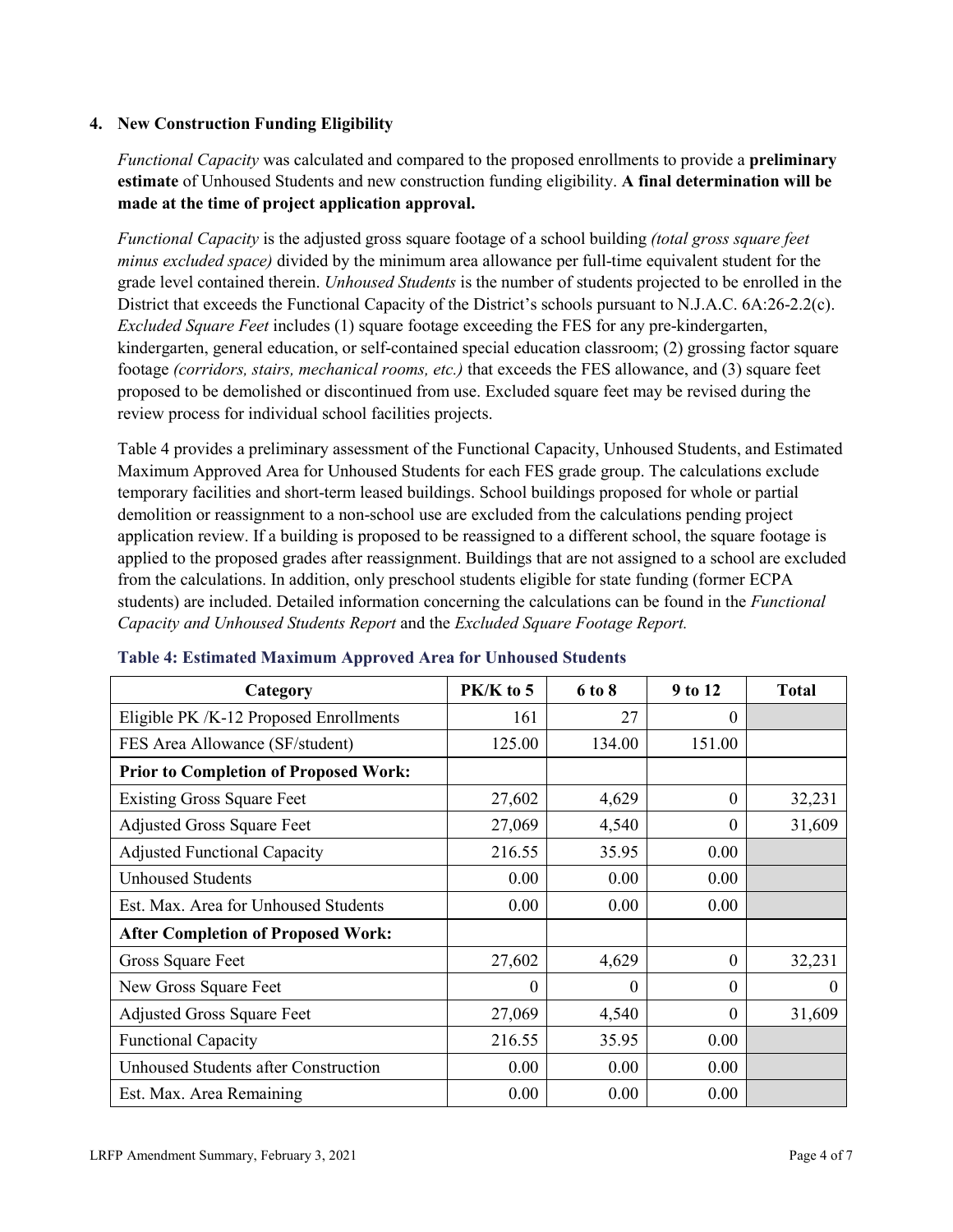### 4. New Construction Funding Eligibility

*Functional Capacity* was calculated and compared to the proposed enrollments to provide a **preliminary estimate** of Unhoused Students and new construction funding eligibility. **A final determination will be made at the time of project application approval.**

*Functional Capacity* is the adjusted gross square footage of a school building *(total gross square feet minus excluded space)* divided by the minimum area allowance per full-time equivalent student for the grade level contained therein. *Unhoused Students* is the number of students projected to be enrolled in the District that exceeds the Functional Capacity of the District's schools pursuant to N.J.A.C. 6A:26-2.2(c). *Excluded Square Feet* includes (1) square footage exceeding the FES for any pre-kindergarten, kindergarten, general education, or self-contained special education classroom; (2) grossing factor square footage *(corridors, stairs, mechanical rooms, etc.)* that exceeds the FES allowance, and (3) square feet proposed to be demolished or discontinued from use. Excluded square feet may be revised during the review process for individual school facilities projects.

Table 4 provides a preliminary assessment of the Functional Capacity, Unhoused Students, and Estimated Maximum Approved Area for Unhoused Students for each FES grade group. The calculations exclude temporary facilities and short-term leased buildings. School buildings proposed for whole or partial demolition or reassignment to a non-school use are excluded from the calculations pending project application review. If a building is proposed to be reassigned to a different school, the square footage is applied to the proposed grades after reassignment. Buildings that are not assigned to a school are excluded from the calculations. In addition, only preschool students eligible for state funding (former ECPA students) are included. Detailed information concerning the calculations can be found in the *Functional Capacity and Unhoused Students Report* and the *Excluded Square Footage Report.*

**Table 4: Estimated Maximum Approved Area for Unhoused Students**

| Category | PK/K to 5 | 6 to 8 | 9 to 12 | Total |
|---|---|---|---|---|
| Eligible PK /K-12 Proposed Enrollments | 161 | 27 | 0 | |
| FES Area Allowance (SF/student) | 125.00 | 134.00 | 151.00 | |
| **Prior to Completion of Proposed Work:** | | | | |
| Existing Gross Square Feet | 27,602 | 4,629 | 0 | 32,231 |
| Adjusted Gross Square Feet | 27,069 | 4,540 | 0 | 31,609 |
| Adjusted Functional Capacity | 216.55 | 35.95 | 0.00 | |
| Unhoused Students | 0.00 | 0.00 | 0.00 | |
| Est. Max. Area for Unhoused Students | 0.00 | 0.00 | 0.00 | |
| **After Completion of Proposed Work:** | | | | |
| Gross Square Feet | 27,602 | 4,629 | 0 | 32,231 |
| New Gross Square Feet | 0 | 0 | 0 | 0 |
| Adjusted Gross Square Feet | 27,069 | 4,540 | 0 | 31,609 |
| Functional Capacity | 216.55 | 35.95 | 0.00 | |
| Unhoused Students after Construction | 0.00 | 0.00 | 0.00 | |
| Est. Max. Area Remaining | 0.00 | 0.00 | 0.00 | |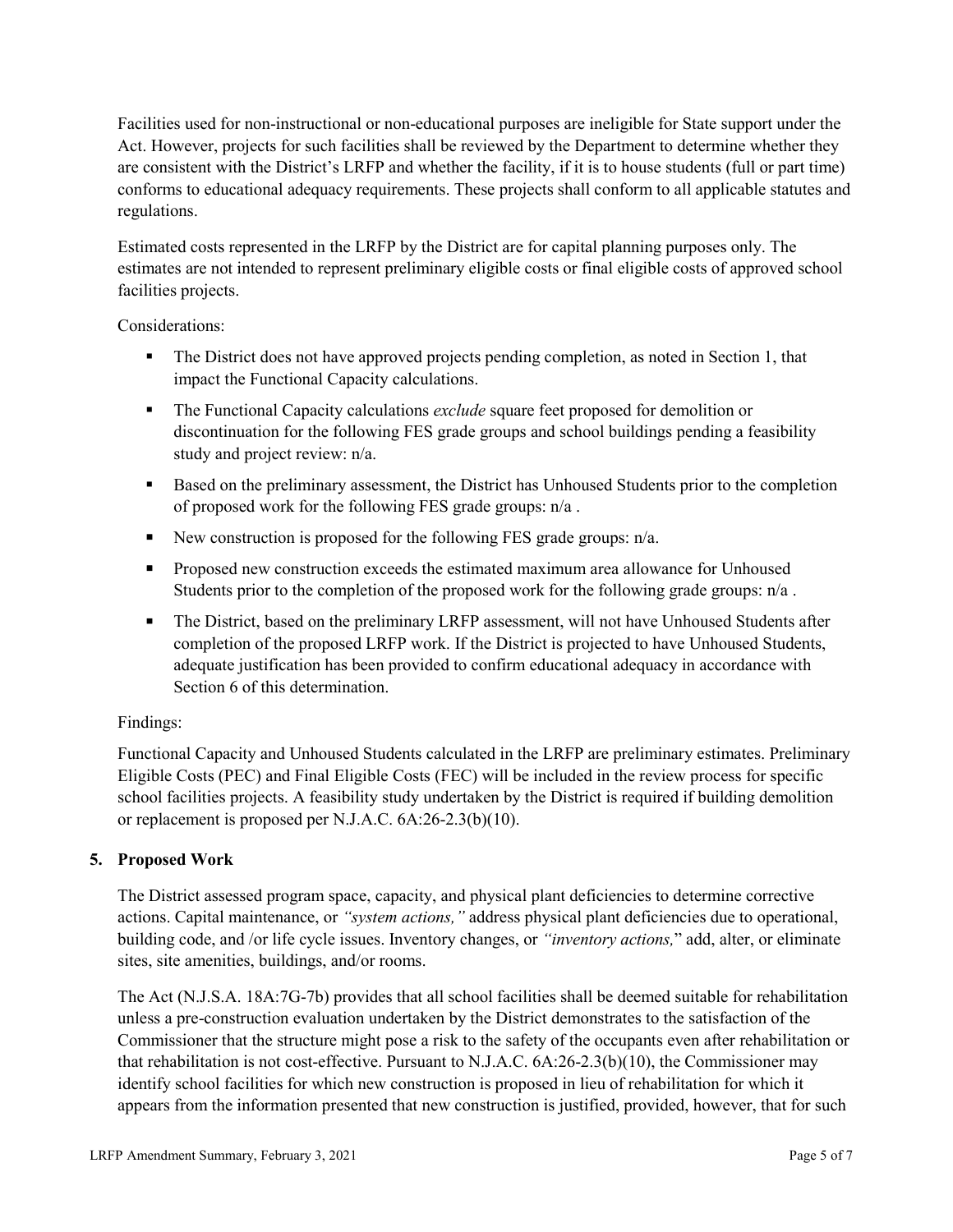Facilities used for non-instructional or non-educational purposes are ineligible for State support under the Act. However, projects for such facilities shall be reviewed by the Department to determine whether they are consistent with the District's LRFP and whether the facility, if it is to house students (full or part time) conforms to educational adequacy requirements. These projects shall conform to all applicable statutes and regulations.

Estimated costs represented in the LRFP by the District are for capital planning purposes only. The estimates are not intended to represent preliminary eligible costs or final eligible costs of approved school facilities projects.

Considerations:

- The District does not have approved projects pending completion, as noted in Section 1, that impact the Functional Capacity calculations.
- The Functional Capacity calculations *exclude* square feet proposed for demolition or discontinuation for the following FES grade groups and school buildings pending a feasibility study and project review: n/a.
- Based on the preliminary assessment, the District has Unhoused Students prior to the completion of proposed work for the following FES grade groups: n/a .
- New construction is proposed for the following FES grade groups: n/a.
- Proposed new construction exceeds the estimated maximum area allowance for Unhoused Students prior to the completion of the proposed work for the following grade groups: n/a .
- The District, based on the preliminary LRFP assessment, will not have Unhoused Students after completion of the proposed LRFP work. If the District is projected to have Unhoused Students, adequate justification has been provided to confirm educational adequacy in accordance with Section 6 of this determination.

Findings:

Functional Capacity and Unhoused Students calculated in the LRFP are preliminary estimates. Preliminary Eligible Costs (PEC) and Final Eligible Costs (FEC) will be included in the review process for specific school facilities projects. A feasibility study undertaken by the District is required if building demolition or replacement is proposed per N.J.A.C. 6A:26-2.3(b)(10).

## 5. Proposed Work

The District assessed program space, capacity, and physical plant deficiencies to determine corrective actions. Capital maintenance, or *"system actions,"* address physical plant deficiencies due to operational, building code, and /or life cycle issues. Inventory changes, or *"inventory actions,"* add, alter, or eliminate sites, site amenities, buildings, and/or rooms.

The Act (N.J.S.A. 18A:7G-7b) provides that all school facilities shall be deemed suitable for rehabilitation unless a pre-construction evaluation undertaken by the District demonstrates to the satisfaction of the Commissioner that the structure might pose a risk to the safety of the occupants even after rehabilitation or that rehabilitation is not cost-effective. Pursuant to N.J.A.C. 6A:26-2.3(b)(10), the Commissioner may identify school facilities for which new construction is proposed in lieu of rehabilitation for which it appears from the information presented that new construction is justified, provided, however, that for such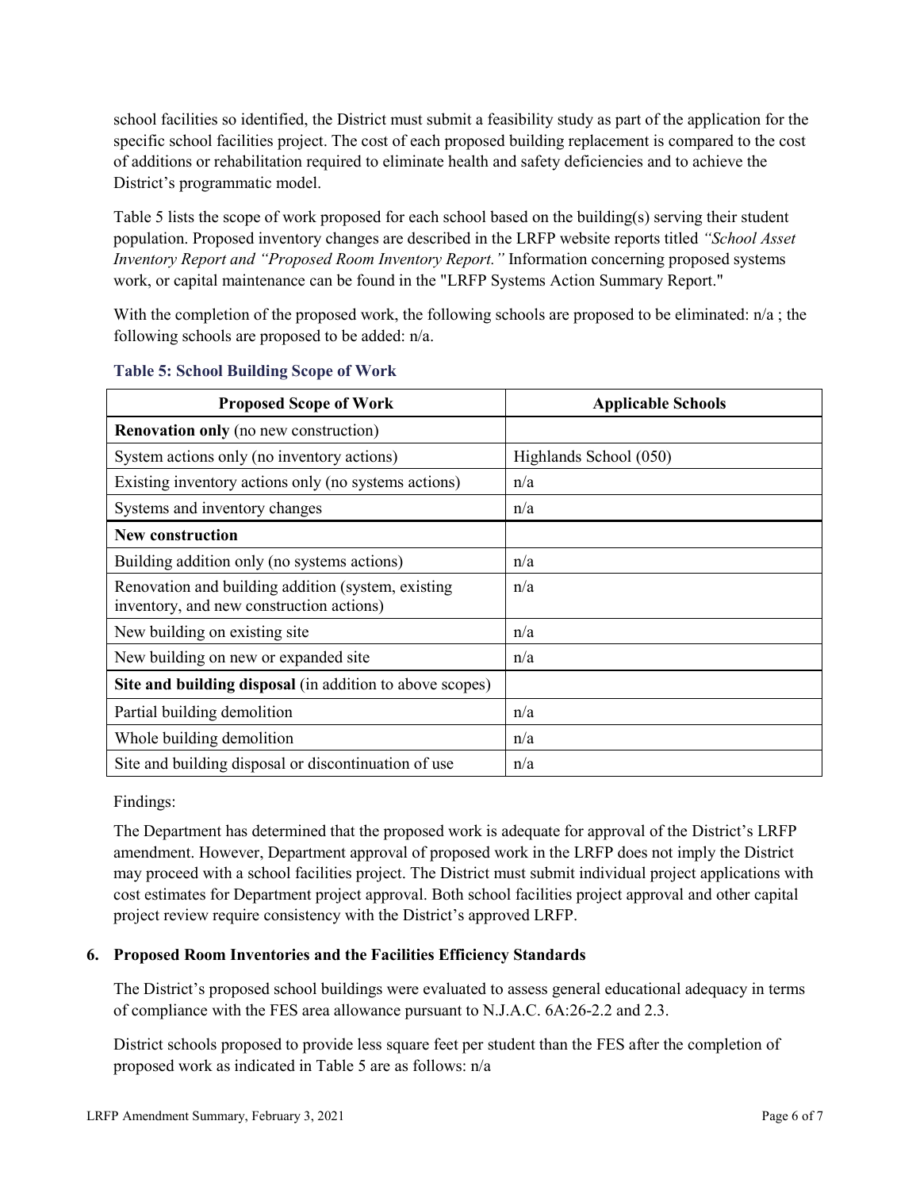school facilities so identified, the District must submit a feasibility study as part of the application for the specific school facilities project. The cost of each proposed building replacement is compared to the cost of additions or rehabilitation required to eliminate health and safety deficiencies and to achieve the District's programmatic model.

Table 5 lists the scope of work proposed for each school based on the building(s) serving their student population. Proposed inventory changes are described in the LRFP website reports titled *"School Asset Inventory Report and "Proposed Room Inventory Report."* Information concerning proposed systems work, or capital maintenance can be found in the "LRFP Systems Action Summary Report."

With the completion of the proposed work, the following schools are proposed to be eliminated: n/a ; the following schools are proposed to be added: n/a.

**Table 5: School Building Scope of Work**

| Proposed Scope of Work | Applicable Schools |
|---|---|
| **Renovation only** (no new construction) | |
| System actions only (no inventory actions) | Highlands School (050) |
| Existing inventory actions only (no systems actions) | n/a |
| Systems and inventory changes | n/a |
| **New construction** | |
| Building addition only (no systems actions) | n/a |
| Renovation and building addition (system, existing inventory, and new construction actions) | n/a |
| New building on existing site | n/a |
| New building on new or expanded site | n/a |
| **Site and building disposal** (in addition to above scopes) | |
| Partial building demolition | n/a |
| Whole building demolition | n/a |
| Site and building disposal or discontinuation of use | n/a |

Findings:

The Department has determined that the proposed work is adequate for approval of the District's LRFP amendment. However, Department approval of proposed work in the LRFP does not imply the District may proceed with a school facilities project. The District must submit individual project applications with cost estimates for Department project approval. Both school facilities project approval and other capital project review require consistency with the District's approved LRFP.

## 6. Proposed Room Inventories and the Facilities Efficiency Standards

The District's proposed school buildings were evaluated to assess general educational adequacy in terms of compliance with the FES area allowance pursuant to N.J.A.C. 6A:26-2.2 and 2.3.

District schools proposed to provide less square feet per student than the FES after the completion of proposed work as indicated in Table 5 are as follows: n/a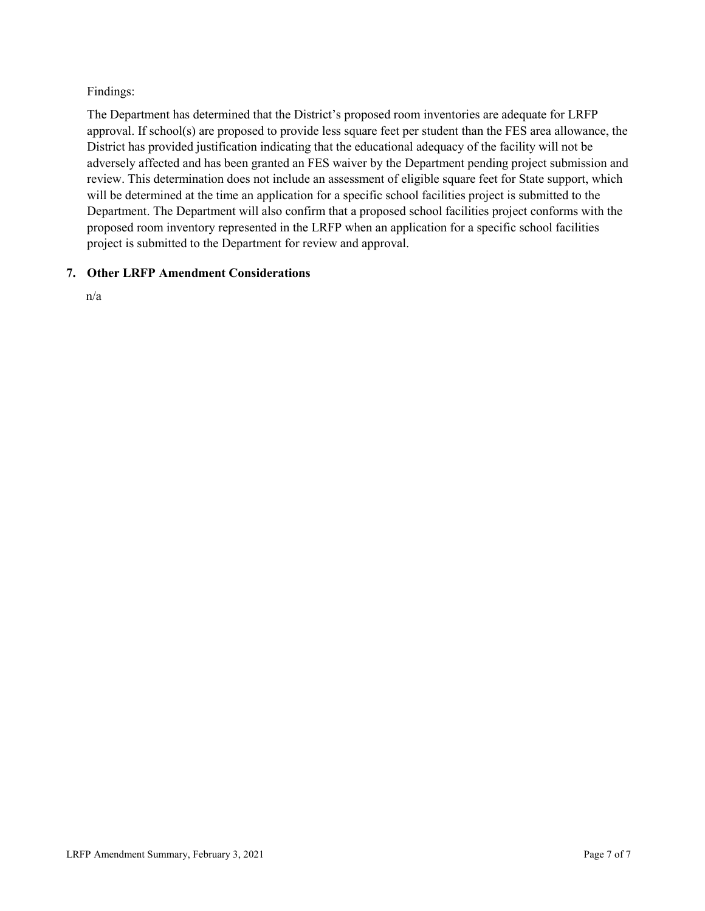Findings:

The Department has determined that the District's proposed room inventories are adequate for LRFP approval. If school(s) are proposed to provide less square feet per student than the FES area allowance, the District has provided justification indicating that the educational adequacy of the facility will not be adversely affected and has been granted an FES waiver by the Department pending project submission and review. This determination does not include an assessment of eligible square feet for State support, which will be determined at the time an application for a specific school facilities project is submitted to the Department. The Department will also confirm that a proposed school facilities project conforms with the proposed room inventory represented in the LRFP when an application for a specific school facilities project is submitted to the Department for review and approval.

## 7. Other LRFP Amendment Considerations

n/a